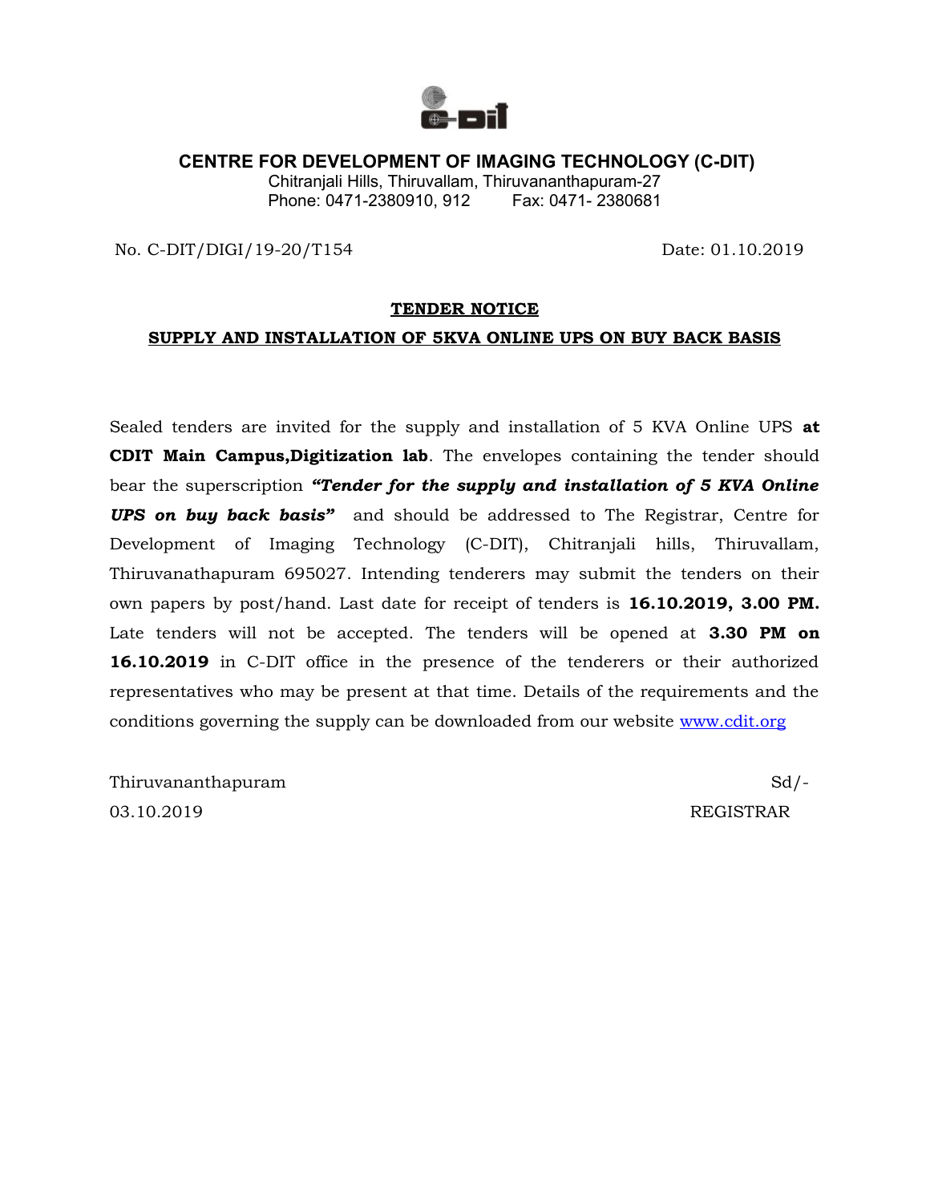# CENTRE FOR DEVELOPMENT OF IMAGING TECHNOLOGY (C-DIT)

Chitranjali Hills, Thiruvallam, Thiruvananthapuram-27
Phone: 0471-2380910, 912 Fax: 0471- 2380681

No. C-DIT/DIGI/19-20/T154 Date: 01.10.2019

## TENDER NOTICE

## SUPPLY AND INSTALLATION OF 5KVA ONLINE UPS ON BUY BACK BASIS

Sealed tenders are invited for the supply and installation of 5 KVA Online UPS **at CDIT Main Campus,Digitization lab**. The envelopes containing the tender should bear the superscription ***"Tender for the supply and installation of 5 KVA Online UPS on buy back basis"*** and should be addressed to The Registrar, Centre for Development of Imaging Technology (C-DIT), Chitranjali hills, Thiruvallam, Thiruvanathapuram 695027. Intending tenderers may submit the tenders on their own papers by post/hand. Last date for receipt of tenders is **16.10.2019, 3.00 PM.** Late tenders will not be accepted. The tenders will be opened at **3.30 PM on 16.10.2019** in C-DIT office in the presence of the tenderers or their authorized representatives who may be present at that time. Details of the requirements and the conditions governing the supply can be downloaded from our website www.cdit.org

Thiruvananthapuram
03.10.2019

Sd/-
REGISTRAR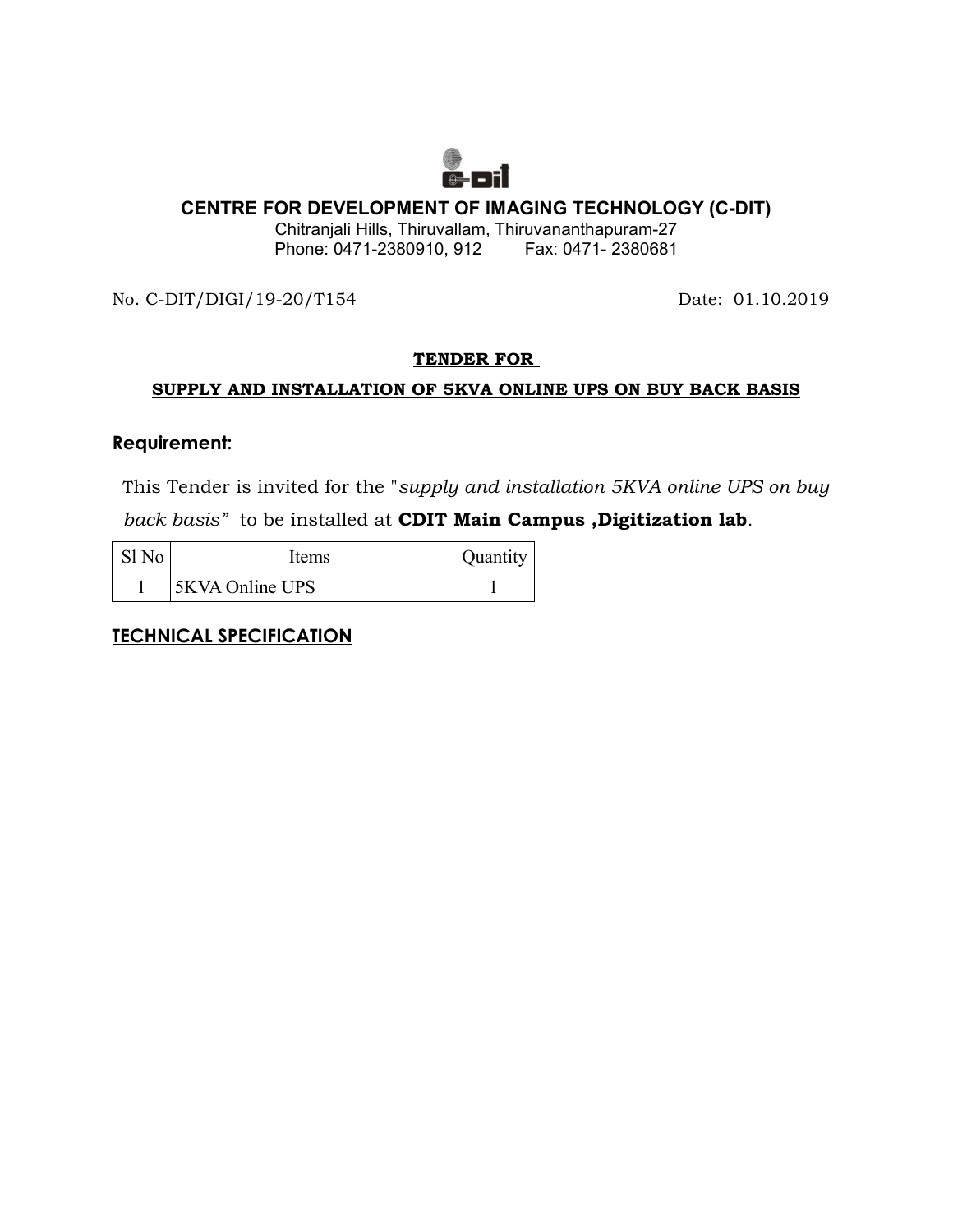# CENTRE FOR DEVELOPMENT OF IMAGING TECHNOLOGY (C-DIT)

Chitranjali Hills, Thiruvallam, Thiruvananthapuram-27
Phone: 0471-2380910, 912 Fax: 0471- 2380681

No. C-DIT/DIGI/19-20/T154 Date: 01.10.2019

**TENDER FOR**

**SUPPLY AND INSTALLATION OF 5KVA ONLINE UPS ON BUY BACK BASIS**

## Requirement:

This Tender is invited for the "*supply and installation 5KVA online UPS on buy back basis"* to be installed at **CDIT Main Campus ,Digitization lab**.

| Sl No | Items | Quantity |
| --- | --- | --- |
| 1 | 5KVA Online UPS | 1 |

## TECHNICAL SPECIFICATION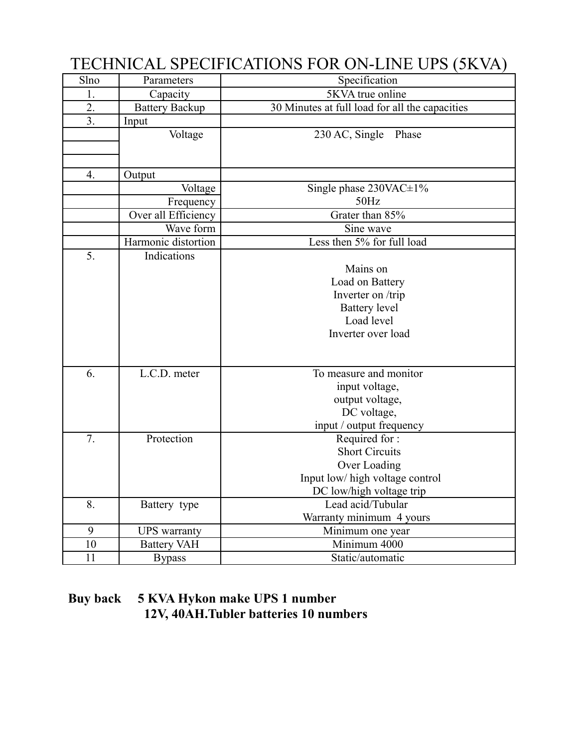# TECHNICAL SPECIFICATIONS FOR ON-LINE UPS (5KVA)

| Slno | Parameters | Specification |
|---|---|---|
| 1. | Capacity | 5KVA true online |
| 2. | Battery Backup | 30 Minutes at full load for all the capacities |
| 3. | Input | |
| | Voltage | 230 AC, Single Phase |
| 4. | Output | |
| | Voltage | Single phase 230VAC±1% |
| | Frequency | 50Hz |
| | Over all Efficiency | Grater than 85% |
| | Wave form | Sine wave |
| | Harmonic distortion | Less then 5% for full load |
| 5. | Indications | Mains on<br>Load on Battery<br>Inverter on /trip<br>Battery level<br>Load level<br>Inverter over load |
| 6. | L.C.D. meter | To measure and monitor<br>input voltage,<br>output voltage,<br>DC voltage,<br>input / output frequency |
| 7. | Protection | Required for :<br>Short Circuits<br>Over Loading<br>Input low/ high voltage control<br>DC low/high voltage trip |
| 8. | Battery type | Lead acid/Tubular<br>Warranty minimum 4 yours |
| 9 | UPS warranty | Minimum one year |
| 10 | Battery VAH | Minimum 4000 |
| 11 | Bypass | Static/automatic |

**Buy back 5 KVA Hykon make UPS 1 number**
**12V, 40AH.Tubler batteries 10 numbers**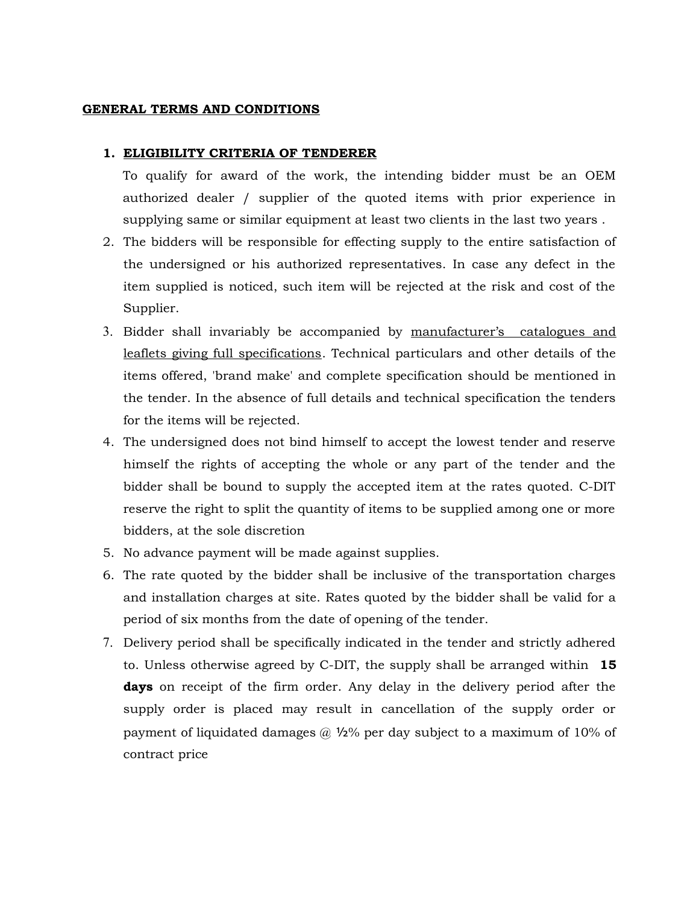## GENERAL TERMS AND CONDITIONS

1. **ELIGIBILITY CRITERIA OF TENDERER**

   To qualify for award of the work, the intending bidder must be an OEM authorized dealer / supplier of the quoted items with prior experience in supplying same or similar equipment at least two clients in the last two years .
2. The bidders will be responsible for effecting supply to the entire satisfaction of the undersigned or his authorized representatives. In case any defect in the item supplied is noticed, such item will be rejected at the risk and cost of the Supplier.
3. Bidder shall invariably be accompanied by manufacturer's catalogues and leaflets giving full specifications. Technical particulars and other details of the items offered, 'brand make' and complete specification should be mentioned in the tender. In the absence of full details and technical specification the tenders for the items will be rejected.
4. The undersigned does not bind himself to accept the lowest tender and reserve himself the rights of accepting the whole or any part of the tender and the bidder shall be bound to supply the accepted item at the rates quoted. C-DIT reserve the right to split the quantity of items to be supplied among one or more bidders, at the sole discretion
5. No advance payment will be made against supplies.
6. The rate quoted by the bidder shall be inclusive of the transportation charges and installation charges at site. Rates quoted by the bidder shall be valid for a period of six months from the date of opening of the tender.
7. Delivery period shall be specifically indicated in the tender and strictly adhered to. Unless otherwise agreed by C-DIT, the supply shall be arranged within **15 days** on receipt of the firm order. Any delay in the delivery period after the supply order is placed may result in cancellation of the supply order or payment of liquidated damages @ ½% per day subject to a maximum of 10% of contract price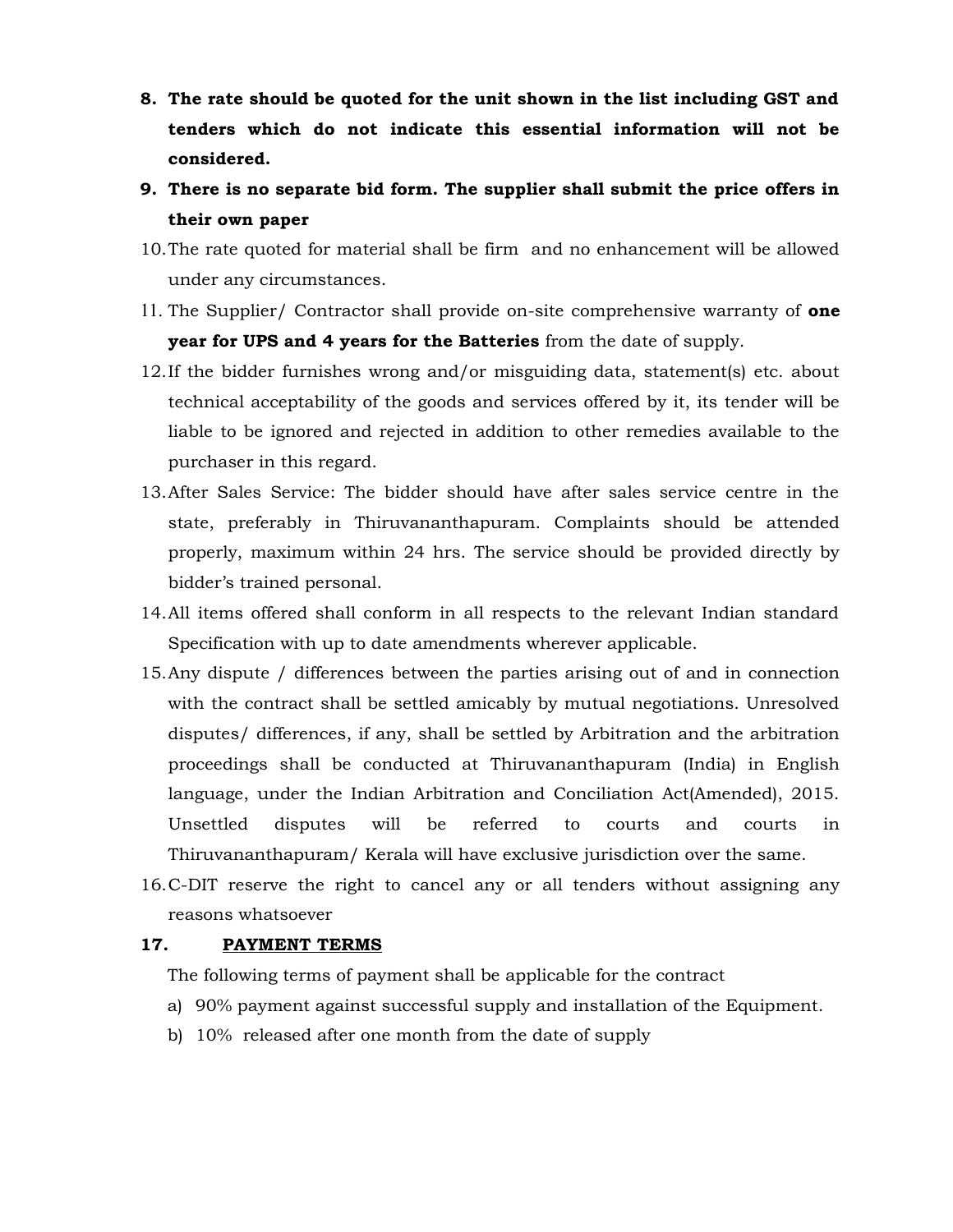8. **The rate should be quoted for the unit shown in the list including GST and tenders which do not indicate this essential information will not be considered.**
9. **There is no separate bid form. The supplier shall submit the price offers in their own paper**
10. The rate quoted for material shall be firm and no enhancement will be allowed under any circumstances.
11. The Supplier/ Contractor shall provide on-site comprehensive warranty of **one year for UPS and 4 years for the Batteries** from the date of supply.
12. If the bidder furnishes wrong and/or misguiding data, statement(s) etc. about technical acceptability of the goods and services offered by it, its tender will be liable to be ignored and rejected in addition to other remedies available to the purchaser in this regard.
13. After Sales Service: The bidder should have after sales service centre in the state, preferably in Thiruvananthapuram. Complaints should be attended properly, maximum within 24 hrs. The service should be provided directly by bidder's trained personal.
14. All items offered shall conform in all respects to the relevant Indian standard Specification with up to date amendments wherever applicable.
15. Any dispute / differences between the parties arising out of and in connection with the contract shall be settled amicably by mutual negotiations. Unresolved disputes/ differences, if any, shall be settled by Arbitration and the arbitration proceedings shall be conducted at Thiruvananthapuram (India) in English language, under the Indian Arbitration and Conciliation Act(Amended), 2015. Unsettled disputes will be referred to courts and courts in Thiruvananthapuram/ Kerala will have exclusive jurisdiction over the same.
16. C-DIT reserve the right to cancel any or all tenders without assigning any reasons whatsoever

**17. <u>PAYMENT TERMS</u>**

The following terms of payment shall be applicable for the contract

a) 90% payment against successful supply and installation of the Equipment.

b) 10% released after one month from the date of supply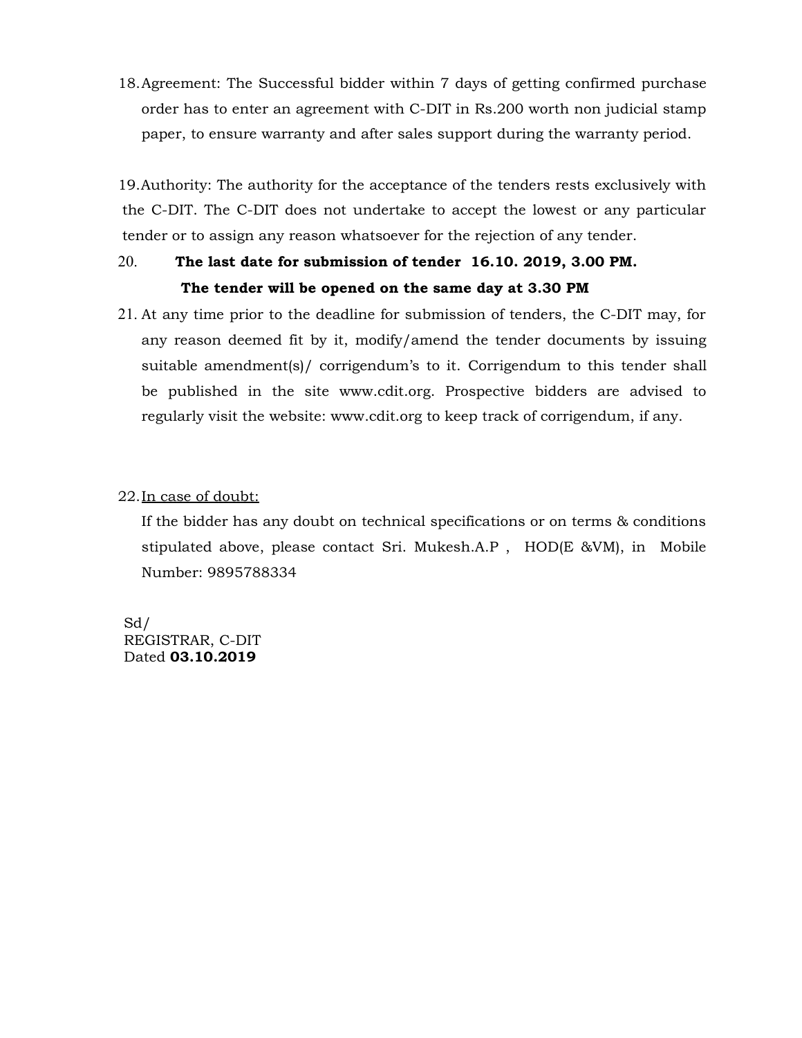18. Agreement: The Successful bidder within 7 days of getting confirmed purchase order has to enter an agreement with C-DIT in Rs.200 worth non judicial stamp paper, to ensure warranty and after sales support during the warranty period.

19. Authority: The authority for the acceptance of the tenders rests exclusively with the C-DIT. The C-DIT does not undertake to accept the lowest or any particular tender or to assign any reason whatsoever for the rejection of any tender.

20. **The last date for submission of tender 16.10. 2019, 3.00 PM.**
    **The tender will be opened on the same day at 3.30 PM**

21. At any time prior to the deadline for submission of tenders, the C-DIT may, for any reason deemed fit by it, modify/amend the tender documents by issuing suitable amendment(s)/ corrigendum's to it. Corrigendum to this tender shall be published in the site www.cdit.org. Prospective bidders are advised to regularly visit the website: www.cdit.org to keep track of corrigendum, if any.

22. <u>In case of doubt:</u>
    If the bidder has any doubt on technical specifications or on terms & conditions stipulated above, please contact Sri. Mukesh.A.P , HOD(E &VM), in Mobile Number: 9895788334

Sd/
REGISTRAR, C-DIT
Dated **03.10.2019**